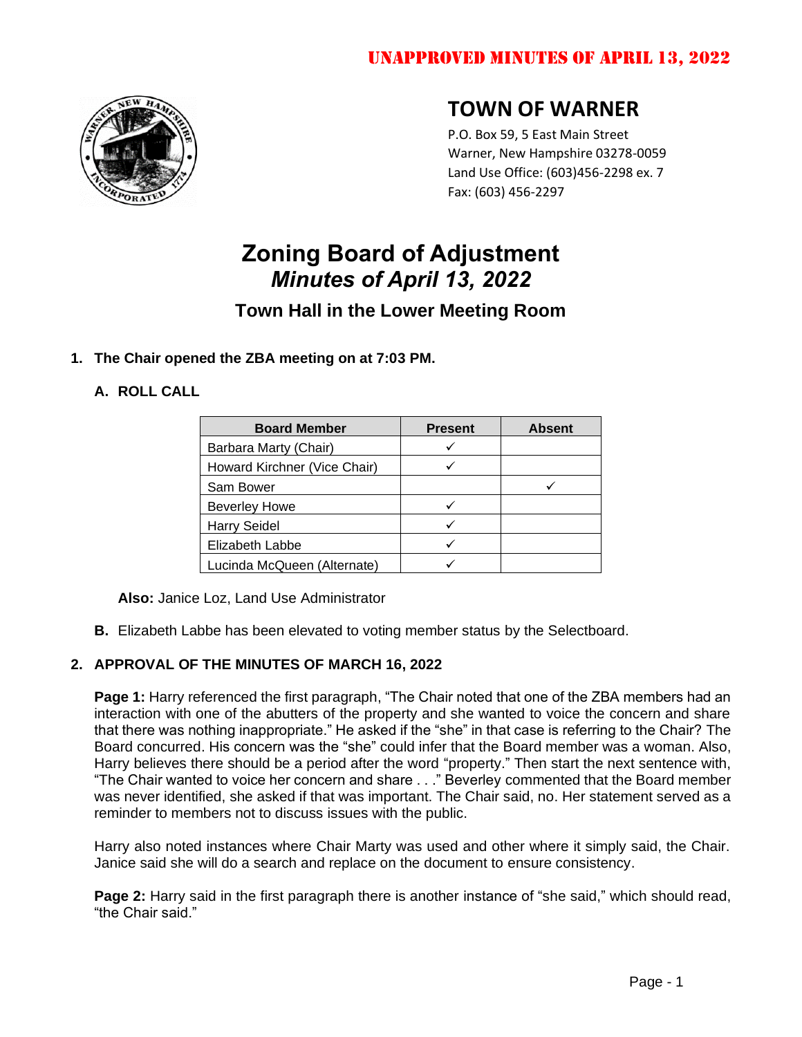UNAPPROVED MINUTES OF APRIL 13, 2022

# TOWN OF WARNER

P.O. Box 59, 5 East Main Street
Warner, New Hampshire 03278-0059
Land Use Office: (603)456-2298 ex. 7
Fax: (603) 456-2297

# Zoning Board of Adjustment
## *Minutes of April 13, 2022*
### Town Hall in the Lower Meeting Room

1. **The Chair opened the ZBA meeting on at 7:03 PM.**

   **A. ROLL CALL**

| Board Member | Present | Absent |
|---|---|---|
| Barbara Marty (Chair) | ✓ | |
| Howard Kirchner (Vice Chair) | ✓ | |
| Sam Bower | | ✓ |
| Beverley Howe | ✓ | |
| Harry Seidel | ✓ | |
| Elizabeth Labbe | ✓ | |
| Lucinda McQueen (Alternate) | ✓ | |

   **Also:** Janice Loz, Land Use Administrator

   **B.** Elizabeth Labbe has been elevated to voting member status by the Selectboard.

2. **APPROVAL OF THE MINUTES OF MARCH 16, 2022**

**Page 1:** Harry referenced the first paragraph, "The Chair noted that one of the ZBA members had an interaction with one of the abutters of the property and she wanted to voice the concern and share that there was nothing inappropriate." He asked if the "she" in that case is referring to the Chair? The Board concurred. His concern was the "she" could infer that the Board member was a woman. Also, Harry believes there should be a period after the word "property." Then start the next sentence with, "The Chair wanted to voice her concern and share . . ." Beverley commented that the Board member was never identified, she asked if that was important. The Chair said, no. Her statement served as a reminder to members not to discuss issues with the public.

Harry also noted instances where Chair Marty was used and other where it simply said, the Chair. Janice said she will do a search and replace on the document to ensure consistency.

**Page 2:** Harry said in the first paragraph there is another instance of "she said," which should read, "the Chair said."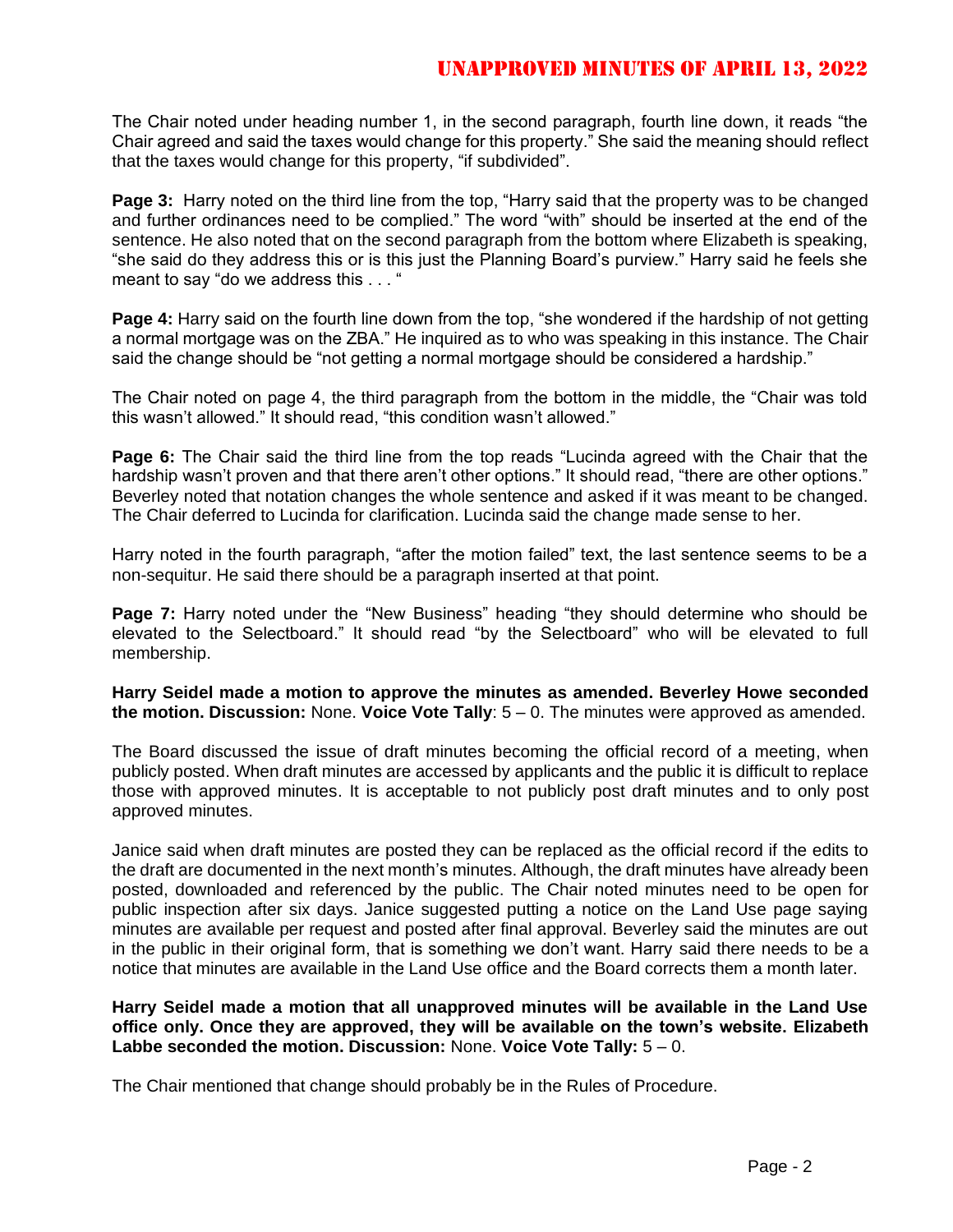The Chair noted under heading number 1, in the second paragraph, fourth line down, it reads "the Chair agreed and said the taxes would change for this property." She said the meaning should reflect that the taxes would change for this property, "if subdivided".

**Page 3:** Harry noted on the third line from the top, "Harry said that the property was to be changed and further ordinances need to be complied." The word "with" should be inserted at the end of the sentence. He also noted that on the second paragraph from the bottom where Elizabeth is speaking, "she said do they address this or is this just the Planning Board's purview." Harry said he feels she meant to say "do we address this . . . "

**Page 4:** Harry said on the fourth line down from the top, "she wondered if the hardship of not getting a normal mortgage was on the ZBA." He inquired as to who was speaking in this instance. The Chair said the change should be "not getting a normal mortgage should be considered a hardship."

The Chair noted on page 4, the third paragraph from the bottom in the middle, the "Chair was told this wasn't allowed." It should read, "this condition wasn't allowed."

**Page 6:** The Chair said the third line from the top reads "Lucinda agreed with the Chair that the hardship wasn't proven and that there aren't other options." It should read, "there are other options." Beverley noted that notation changes the whole sentence and asked if it was meant to be changed. The Chair deferred to Lucinda for clarification. Lucinda said the change made sense to her.

Harry noted in the fourth paragraph, "after the motion failed" text, the last sentence seems to be a non-sequitur. He said there should be a paragraph inserted at that point.

**Page 7:** Harry noted under the "New Business" heading "they should determine who should be elevated to the Selectboard." It should read "by the Selectboard" who will be elevated to full membership.

**Harry Seidel made a motion to approve the minutes as amended. Beverley Howe seconded the motion. Discussion:** None. **Voice Vote Tally**: 5 – 0. The minutes were approved as amended.

The Board discussed the issue of draft minutes becoming the official record of a meeting, when publicly posted. When draft minutes are accessed by applicants and the public it is difficult to replace those with approved minutes. It is acceptable to not publicly post draft minutes and to only post approved minutes.

Janice said when draft minutes are posted they can be replaced as the official record if the edits to the draft are documented in the next month's minutes. Although, the draft minutes have already been posted, downloaded and referenced by the public. The Chair noted minutes need to be open for public inspection after six days. Janice suggested putting a notice on the Land Use page saying minutes are available per request and posted after final approval. Beverley said the minutes are out in the public in their original form, that is something we don't want. Harry said there needs to be a notice that minutes are available in the Land Use office and the Board corrects them a month later.

**Harry Seidel made a motion that all unapproved minutes will be available in the Land Use office only. Once they are approved, they will be available on the town's website. Elizabeth Labbe seconded the motion. Discussion:** None. **Voice Vote Tally:** 5 – 0.

The Chair mentioned that change should probably be in the Rules of Procedure.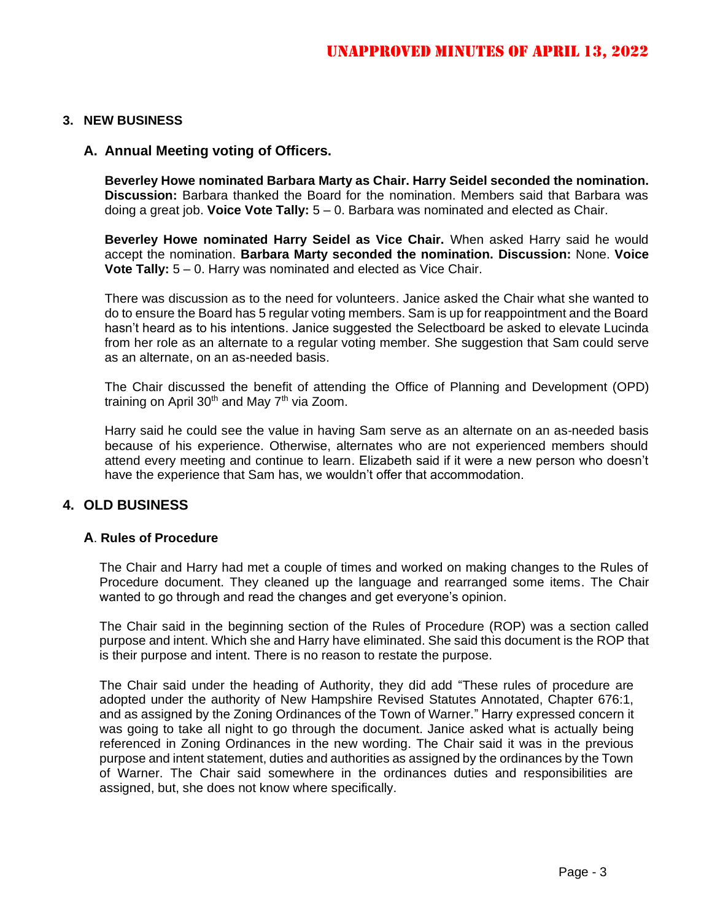## 3. NEW BUSINESS

### A. Annual Meeting voting of Officers.

**Beverley Howe nominated Barbara Marty as Chair. Harry Seidel seconded the nomination. Discussion:** Barbara thanked the Board for the nomination. Members said that Barbara was doing a great job. **Voice Vote Tally:** 5 – 0. Barbara was nominated and elected as Chair.

**Beverley Howe nominated Harry Seidel as Vice Chair.** When asked Harry said he would accept the nomination. **Barbara Marty seconded the nomination. Discussion:** None. **Voice Vote Tally:** 5 – 0. Harry was nominated and elected as Vice Chair.

There was discussion as to the need for volunteers. Janice asked the Chair what she wanted to do to ensure the Board has 5 regular voting members. Sam is up for reappointment and the Board hasn't heard as to his intentions. Janice suggested the Selectboard be asked to elevate Lucinda from her role as an alternate to a regular voting member. She suggestion that Sam could serve as an alternate, on an as-needed basis.

The Chair discussed the benefit of attending the Office of Planning and Development (OPD) training on April 30th and May 7th via Zoom.

Harry said he could see the value in having Sam serve as an alternate on an as-needed basis because of his experience. Otherwise, alternates who are not experienced members should attend every meeting and continue to learn. Elizabeth said if it were a new person who doesn't have the experience that Sam has, we wouldn't offer that accommodation.

## 4. OLD BUSINESS

### A. Rules of Procedure

The Chair and Harry had met a couple of times and worked on making changes to the Rules of Procedure document. They cleaned up the language and rearranged some items. The Chair wanted to go through and read the changes and get everyone's opinion.

The Chair said in the beginning section of the Rules of Procedure (ROP) was a section called purpose and intent. Which she and Harry have eliminated. She said this document is the ROP that is their purpose and intent. There is no reason to restate the purpose.

The Chair said under the heading of Authority, they did add "These rules of procedure are adopted under the authority of New Hampshire Revised Statutes Annotated, Chapter 676:1, and as assigned by the Zoning Ordinances of the Town of Warner." Harry expressed concern it was going to take all night to go through the document. Janice asked what is actually being referenced in Zoning Ordinances in the new wording. The Chair said it was in the previous purpose and intent statement, duties and authorities as assigned by the ordinances by the Town of Warner. The Chair said somewhere in the ordinances duties and responsibilities are assigned, but, she does not know where specifically.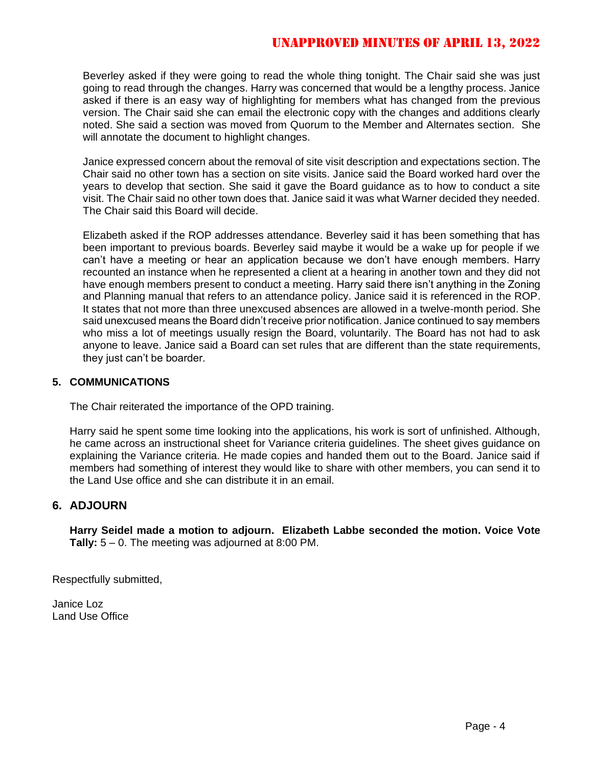Beverley asked if they were going to read the whole thing tonight. The Chair said she was just going to read through the changes. Harry was concerned that would be a lengthy process. Janice asked if there is an easy way of highlighting for members what has changed from the previous version. The Chair said she can email the electronic copy with the changes and additions clearly noted. She said a section was moved from Quorum to the Member and Alternates section. She will annotate the document to highlight changes.

Janice expressed concern about the removal of site visit description and expectations section. The Chair said no other town has a section on site visits. Janice said the Board worked hard over the years to develop that section. She said it gave the Board guidance as to how to conduct a site visit. The Chair said no other town does that. Janice said it was what Warner decided they needed. The Chair said this Board will decide.

Elizabeth asked if the ROP addresses attendance. Beverley said it has been something that has been important to previous boards. Beverley said maybe it would be a wake up for people if we can't have a meeting or hear an application because we don't have enough members. Harry recounted an instance when he represented a client at a hearing in another town and they did not have enough members present to conduct a meeting. Harry said there isn't anything in the Zoning and Planning manual that refers to an attendance policy. Janice said it is referenced in the ROP. It states that not more than three unexcused absences are allowed in a twelve-month period. She said unexcused means the Board didn't receive prior notification. Janice continued to say members who miss a lot of meetings usually resign the Board, voluntarily. The Board has not had to ask anyone to leave. Janice said a Board can set rules that are different than the state requirements, they just can't be boarder.

## 5. COMMUNICATIONS

The Chair reiterated the importance of the OPD training.

Harry said he spent some time looking into the applications, his work is sort of unfinished. Although, he came across an instructional sheet for Variance criteria guidelines. The sheet gives guidance on explaining the Variance criteria. He made copies and handed them out to the Board. Janice said if members had something of interest they would like to share with other members, you can send it to the Land Use office and she can distribute it in an email.

## 6. ADJOURN

**Harry Seidel made a motion to adjourn. Elizabeth Labbe seconded the motion. Voice Vote Tally:** 5 – 0. The meeting was adjourned at 8:00 PM.

Respectfully submitted,

Janice Loz
Land Use Office